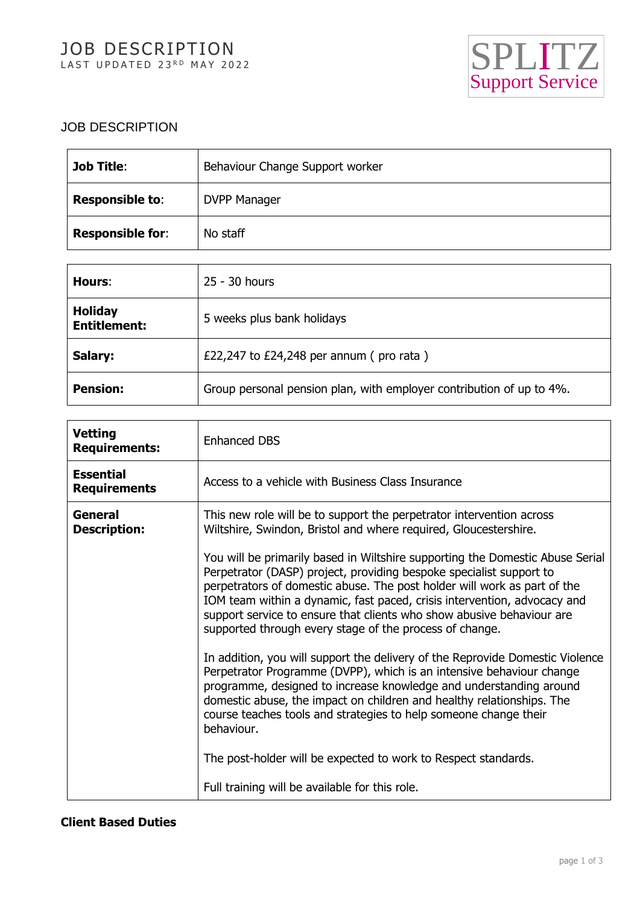# JOB DESCRIPTION

LAST UPDATED 23RD MAY 2022

SPLITZ Support Service

JOB DESCRIPTION

| | |
|---|---|
| **Job Title**: | Behaviour Change Support worker |
| **Responsible to**: | DVPP Manager |
| **Responsible for**: | No staff |

| | |
|---|---|
| **Hours**: | 25 - 30 hours |
| **Holiday Entitlement:** | 5 weeks plus bank holidays |
| **Salary:** | £22,247 to £24,248 per annum ( pro rata ) |
| **Pension:** | Group personal pension plan, with employer contribution of up to 4%. |

| | |
|---|---|
| **Vetting Requirements:** | Enhanced DBS |
| **Essential Requirements** | Access to a vehicle with Business Class Insurance |
| **General Description:** | This new role will be to support the perpetrator intervention across Wiltshire, Swindon, Bristol and where required, Gloucestershire.<br><br>You will be primarily based in Wiltshire supporting the Domestic Abuse Serial Perpetrator (DASP) project, providing bespoke specialist support to perpetrators of domestic abuse. The post holder will work as part of the IOM team within a dynamic, fast paced, crisis intervention, advocacy and support service to ensure that clients who show abusive behaviour are supported through every stage of the process of change.<br><br>In addition, you will support the delivery of the Reprovide Domestic Violence Perpetrator Programme (DVPP), which is an intensive behaviour change programme, designed to increase knowledge and understanding around domestic abuse, the impact on children and healthy relationships. The course teaches tools and strategies to help someone change their behaviour.<br><br>The post-holder will be expected to work to Respect standards.<br><br>Full training will be available for this role. |

**Client Based Duties**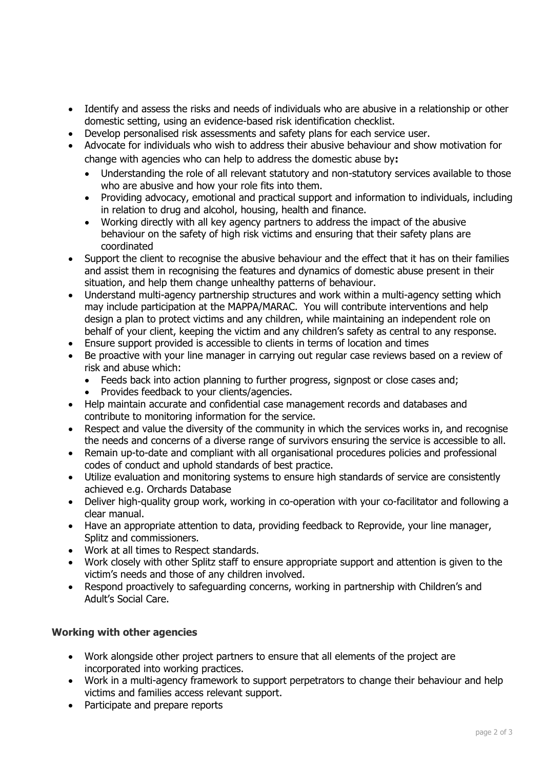- Identify and assess the risks and needs of individuals who are abusive in a relationship or other domestic setting, using an evidence-based risk identification checklist.
- Develop personalised risk assessments and safety plans for each service user.
- Advocate for individuals who wish to address their abusive behaviour and show motivation for change with agencies who can help to address the domestic abuse by**:**
  - Understanding the role of all relevant statutory and non-statutory services available to those who are abusive and how your role fits into them.
  - Providing advocacy, emotional and practical support and information to individuals, including in relation to drug and alcohol, housing, health and finance.
  - Working directly with all key agency partners to address the impact of the abusive behaviour on the safety of high risk victims and ensuring that their safety plans are coordinated
- Support the client to recognise the abusive behaviour and the effect that it has on their families and assist them in recognising the features and dynamics of domestic abuse present in their situation, and help them change unhealthy patterns of behaviour.
- Understand multi-agency partnership structures and work within a multi-agency setting which may include participation at the MAPPA/MARAC. You will contribute interventions and help design a plan to protect victims and any children, while maintaining an independent role on behalf of your client, keeping the victim and any children's safety as central to any response.
- Ensure support provided is accessible to clients in terms of location and times
- Be proactive with your line manager in carrying out regular case reviews based on a review of risk and abuse which:
  - Feeds back into action planning to further progress, signpost or close cases and;
  - Provides feedback to your clients/agencies.
- Help maintain accurate and confidential case management records and databases and contribute to monitoring information for the service.
- Respect and value the diversity of the community in which the services works in, and recognise the needs and concerns of a diverse range of survivors ensuring the service is accessible to all.
- Remain up-to-date and compliant with all organisational procedures policies and professional codes of conduct and uphold standards of best practice.
- Utilize evaluation and monitoring systems to ensure high standards of service are consistently achieved e.g. Orchards Database
- Deliver high-quality group work, working in co-operation with your co-facilitator and following a clear manual.
- Have an appropriate attention to data, providing feedback to Reprovide, your line manager, Splitz and commissioners.
- Work at all times to Respect standards.
- Work closely with other Splitz staff to ensure appropriate support and attention is given to the victim's needs and those of any children involved.
- Respond proactively to safeguarding concerns, working in partnership with Children's and Adult's Social Care.

**Working with other agencies**

- Work alongside other project partners to ensure that all elements of the project are incorporated into working practices.
- Work in a multi-agency framework to support perpetrators to change their behaviour and help victims and families access relevant support.
- Participate and prepare reports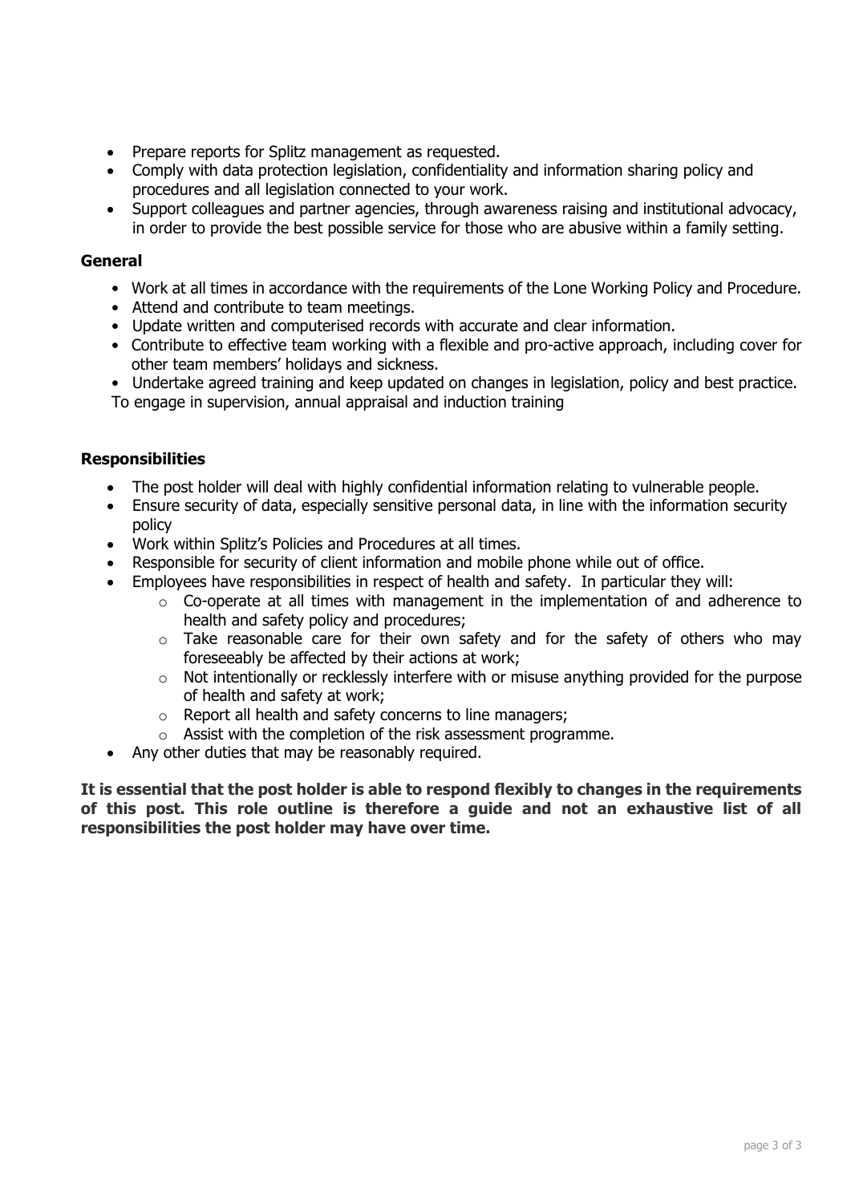- Prepare reports for Splitz management as requested.
- Comply with data protection legislation, confidentiality and information sharing policy and procedures and all legislation connected to your work.
- Support colleagues and partner agencies, through awareness raising and institutional advocacy, in order to provide the best possible service for those who are abusive within a family setting.

**General**

- Work at all times in accordance with the requirements of the Lone Working Policy and Procedure.
- Attend and contribute to team meetings.
- Update written and computerised records with accurate and clear information.
- Contribute to effective team working with a flexible and pro-active approach, including cover for other team members' holidays and sickness.
- Undertake agreed training and keep updated on changes in legislation, policy and best practice.

To engage in supervision, annual appraisal and induction training

**Responsibilities**

- The post holder will deal with highly confidential information relating to vulnerable people.
- Ensure security of data, especially sensitive personal data, in line with the information security policy
- Work within Splitz's Policies and Procedures at all times.
- Responsible for security of client information and mobile phone while out of office.
- Employees have responsibilities in respect of health and safety. In particular they will:
  - Co-operate at all times with management in the implementation of and adherence to health and safety policy and procedures;
  - Take reasonable care for their own safety and for the safety of others who may foreseeably be affected by their actions at work;
  - Not intentionally or recklessly interfere with or misuse anything provided for the purpose of health and safety at work;
  - Report all health and safety concerns to line managers;
  - Assist with the completion of the risk assessment programme.
- Any other duties that may be reasonably required.

**It is essential that the post holder is able to respond flexibly to changes in the requirements of this post. This role outline is therefore a guide and not an exhaustive list of all responsibilities the post holder may have over time.**